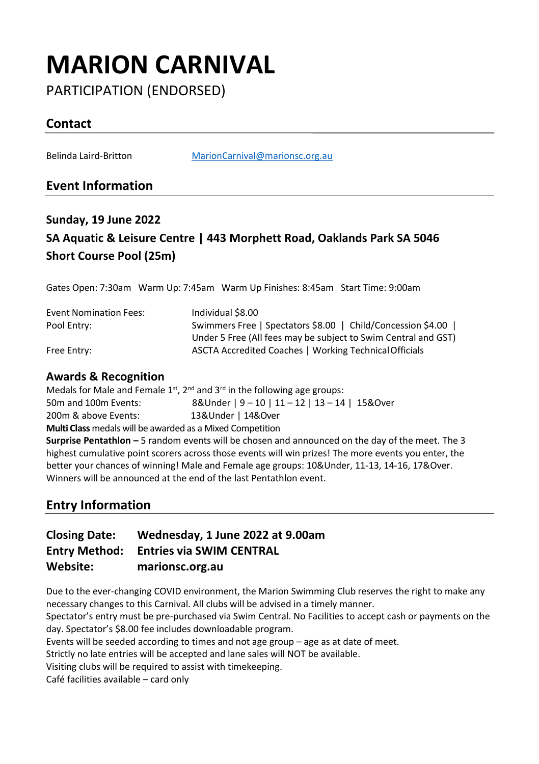# MARION CARNIVAL

PARTICIPATION (ENDORSED)

## Contact

Belinda Laird-Britton MarionCarnival@marionsc.org.au

## Event Information

### Sunday, 19 June 2022

### SA Aquatic & Leisure Centre | 443 Morphett Road, Oaklands Park SA 5046

### Short Course Pool (25m)

Gates Open: 7:30am Warm Up: 7:45am Warm Up Finishes: 8:45am Start Time: 9:00am

| | |
|---|---|
| Event Nomination Fees: | Individual $8.00 |
| Pool Entry: | Swimmers Free \| Spectators $8.00 \| Child/Concession $4.00 \| Under 5 Free (All fees may be subject to Swim Central and GST) |
| Free Entry: | ASCTA Accredited Coaches \| Working Technical Officials |

### Awards & Recognition

Medals for Male and Female 1st, 2nd and 3rd in the following age groups:

50m and 100m Events: 8&Under | 9 – 10 | 11 – 12 | 13 – 14 | 15&Over

200m & above Events: 13&Under | 14&Over

**Multi Class** medals will be awarded as a Mixed Competition

**Surprise Pentathlon –** 5 random events will be chosen and announced on the day of the meet. The 3 highest cumulative point scorers across those events will win prizes! The more events you enter, the better your chances of winning! Male and Female age groups: 10&Under, 11-13, 14-16, 17&Over. Winners will be announced at the end of the last Pentathlon event.

## Entry Information

**Closing Date: Wednesday, 1 June 2022 at 9.00am**
**Entry Method: Entries via SWIM CENTRAL**
**Website: marionsc.org.au**

Due to the ever-changing COVID environment, the Marion Swimming Club reserves the right to make any necessary changes to this Carnival. All clubs will be advised in a timely manner.

Spectator's entry must be pre-purchased via Swim Central. No Facilities to accept cash or payments on the day. Spectator's $8.00 fee includes downloadable program.

Events will be seeded according to times and not age group – age as at date of meet.

Strictly no late entries will be accepted and lane sales will NOT be available.

Visiting clubs will be required to assist with timekeeping.

Café facilities available – card only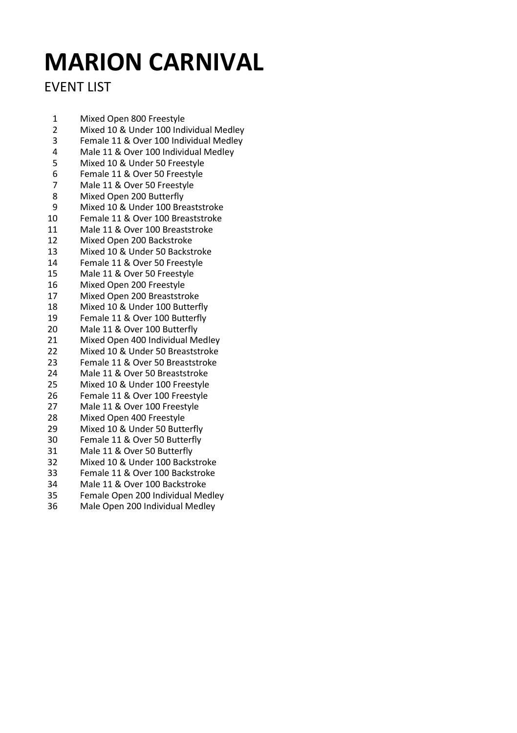# MARION CARNIVAL

EVENT LIST

1. Mixed Open 800 Freestyle
2. Mixed 10 & Under 100 Individual Medley
3. Female 11 & Over 100 Individual Medley
4. Male 11 & Over 100 Individual Medley
5. Mixed 10 & Under 50 Freestyle
6. Female 11 & Over 50 Freestyle
7. Male 11 & Over 50 Freestyle
8. Mixed Open 200 Butterfly
9. Mixed 10 & Under 100 Breaststroke
10. Female 11 & Over 100 Breaststroke
11. Male 11 & Over 100 Breaststroke
12. Mixed Open 200 Backstroke
13. Mixed 10 & Under 50 Backstroke
14. Female 11 & Over 50 Freestyle
15. Male 11 & Over 50 Freestyle
16. Mixed Open 200 Freestyle
17. Mixed Open 200 Breaststroke
18. Mixed 10 & Under 100 Butterfly
19. Female 11 & Over 100 Butterfly
20. Male 11 & Over 100 Butterfly
21. Mixed Open 400 Individual Medley
22. Mixed 10 & Under 50 Breaststroke
23. Female 11 & Over 50 Breaststroke
24. Male 11 & Over 50 Breaststroke
25. Mixed 10 & Under 100 Freestyle
26. Female 11 & Over 100 Freestyle
27. Male 11 & Over 100 Freestyle
28. Mixed Open 400 Freestyle
29. Mixed 10 & Under 50 Butterfly
30. Female 11 & Over 50 Butterfly
31. Male 11 & Over 50 Butterfly
32. Mixed 10 & Under 100 Backstroke
33. Female 11 & Over 100 Backstroke
34. Male 11 & Over 100 Backstroke
35. Female Open 200 Individual Medley
36. Male Open 200 Individual Medley